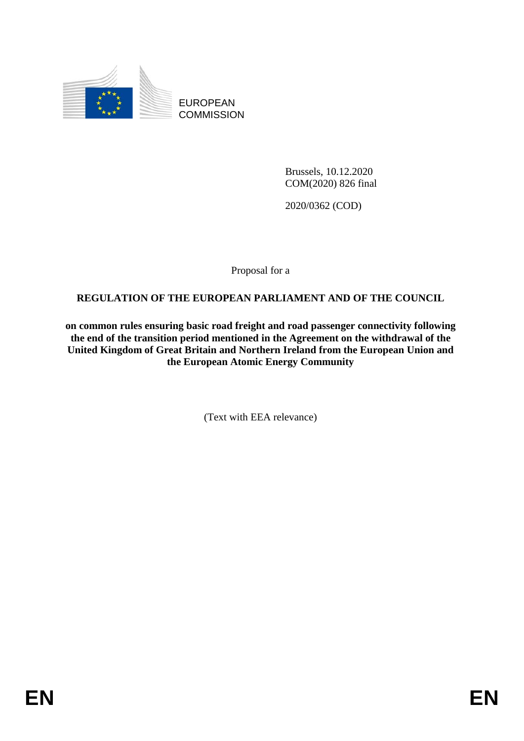EUROPEAN COMMISSION

Brussels, 10.12.2020
COM(2020) 826 final

2020/0362 (COD)

Proposal for a

# REGULATION OF THE EUROPEAN PARLIAMENT AND OF THE COUNCIL

**on common rules ensuring basic road freight and road passenger connectivity following the end of the transition period mentioned in the Agreement on the withdrawal of the United Kingdom of Great Britain and Northern Ireland from the European Union and the European Atomic Energy Community**

(Text with EEA relevance)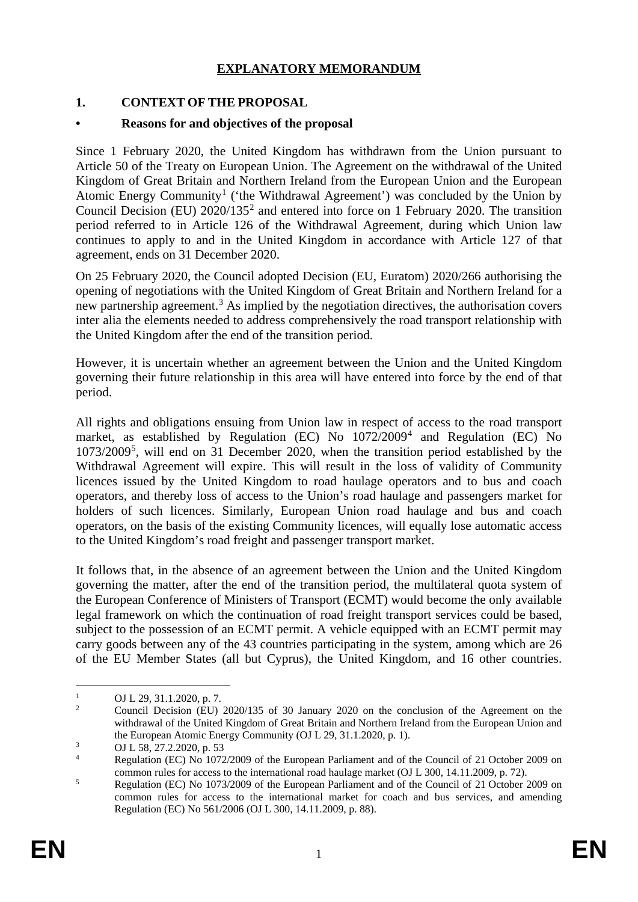# EXPLANATORY MEMORANDUM

## 1. CONTEXT OF THE PROPOSAL

### • Reasons for and objectives of the proposal

Since 1 February 2020, the United Kingdom has withdrawn from the Union pursuant to Article 50 of the Treaty on European Union. The Agreement on the withdrawal of the United Kingdom of Great Britain and Northern Ireland from the European Union and the European Atomic Energy Community[1] ('the Withdrawal Agreement') was concluded by the Union by Council Decision (EU) 2020/135[2] and entered into force on 1 February 2020. The transition period referred to in Article 126 of the Withdrawal Agreement, during which Union law continues to apply to and in the United Kingdom in accordance with Article 127 of that agreement, ends on 31 December 2020.

On 25 February 2020, the Council adopted Decision (EU, Euratom) 2020/266 authorising the opening of negotiations with the United Kingdom of Great Britain and Northern Ireland for a new partnership agreement.[3] As implied by the negotiation directives, the authorisation covers inter alia the elements needed to address comprehensively the road transport relationship with the United Kingdom after the end of the transition period.

However, it is uncertain whether an agreement between the Union and the United Kingdom governing their future relationship in this area will have entered into force by the end of that period.

All rights and obligations ensuing from Union law in respect of access to the road transport market, as established by Regulation (EC) No 1072/2009[4] and Regulation (EC) No 1073/2009[5], will end on 31 December 2020, when the transition period established by the Withdrawal Agreement will expire. This will result in the loss of validity of Community licences issued by the United Kingdom to road haulage operators and to bus and coach operators, and thereby loss of access to the Union's road haulage and passengers market for holders of such licences. Similarly, European Union road haulage and bus and coach operators, on the basis of the existing Community licences, will equally lose automatic access to the United Kingdom's road freight and passenger transport market.

It follows that, in the absence of an agreement between the Union and the United Kingdom governing the matter, after the end of the transition period, the multilateral quota system of the European Conference of Ministers of Transport (ECMT) would become the only available legal framework on which the continuation of road freight transport services could be based, subject to the possession of an ECMT permit. A vehicle equipped with an ECMT permit may carry goods between any of the 43 countries participating in the system, among which are 26 of the EU Member States (all but Cyprus), the United Kingdom, and 16 other countries.

---

[1] OJ L 29, 31.1.2020, p. 7.

[2] Council Decision (EU) 2020/135 of 30 January 2020 on the conclusion of the Agreement on the withdrawal of the United Kingdom of Great Britain and Northern Ireland from the European Union and the European Atomic Energy Community (OJ L 29, 31.1.2020, p. 1).

[3] OJ L 58, 27.2.2020, p. 53

[4] Regulation (EC) No 1072/2009 of the European Parliament and of the Council of 21 October 2009 on common rules for access to the international road haulage market (OJ L 300, 14.11.2009, p. 72).

[5] Regulation (EC) No 1073/2009 of the European Parliament and of the Council of 21 October 2009 on common rules for access to the international market for coach and bus services, and amending Regulation (EC) No 561/2006 (OJ L 300, 14.11.2009, p. 88).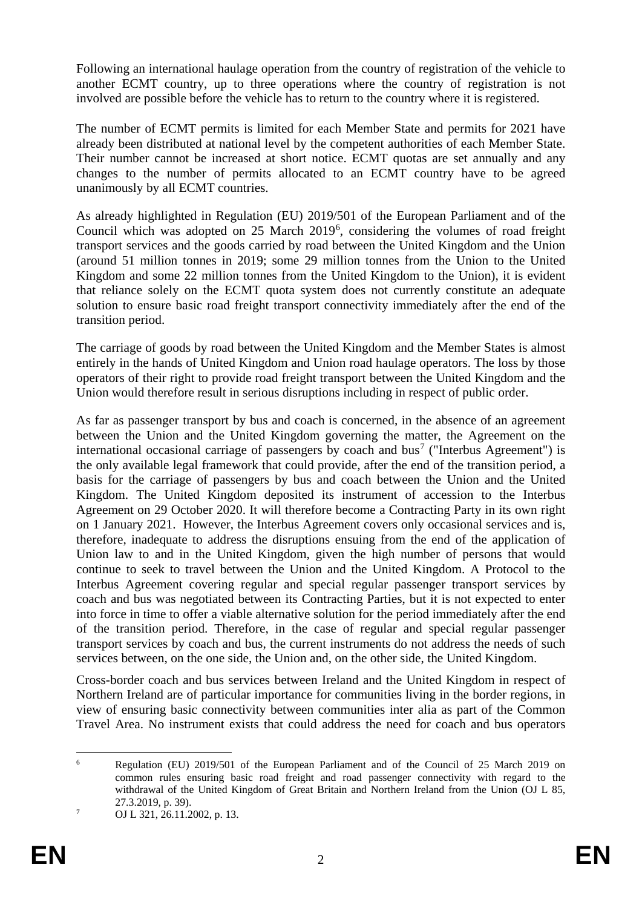Following an international haulage operation from the country of registration of the vehicle to another ECMT country, up to three operations where the country of registration is not involved are possible before the vehicle has to return to the country where it is registered.

The number of ECMT permits is limited for each Member State and permits for 2021 have already been distributed at national level by the competent authorities of each Member State. Their number cannot be increased at short notice. ECMT quotas are set annually and any changes to the number of permits allocated to an ECMT country have to be agreed unanimously by all ECMT countries.

As already highlighted in Regulation (EU) 2019/501 of the European Parliament and of the Council which was adopted on 25 March 2019[6], considering the volumes of road freight transport services and the goods carried by road between the United Kingdom and the Union (around 51 million tonnes in 2019; some 29 million tonnes from the Union to the United Kingdom and some 22 million tonnes from the United Kingdom to the Union), it is evident that reliance solely on the ECMT quota system does not currently constitute an adequate solution to ensure basic road freight transport connectivity immediately after the end of the transition period.

The carriage of goods by road between the United Kingdom and the Member States is almost entirely in the hands of United Kingdom and Union road haulage operators. The loss by those operators of their right to provide road freight transport between the United Kingdom and the Union would therefore result in serious disruptions including in respect of public order.

As far as passenger transport by bus and coach is concerned, in the absence of an agreement between the Union and the United Kingdom governing the matter, the Agreement on the international occasional carriage of passengers by coach and bus[7] ("Interbus Agreement") is the only available legal framework that could provide, after the end of the transition period, a basis for the carriage of passengers by bus and coach between the Union and the United Kingdom. The United Kingdom deposited its instrument of accession to the Interbus Agreement on 29 October 2020. It will therefore become a Contracting Party in its own right on 1 January 2021. However, the Interbus Agreement covers only occasional services and is, therefore, inadequate to address the disruptions ensuing from the end of the application of Union law to and in the United Kingdom, given the high number of persons that would continue to seek to travel between the Union and the United Kingdom. A Protocol to the Interbus Agreement covering regular and special regular passenger transport services by coach and bus was negotiated between its Contracting Parties, but it is not expected to enter into force in time to offer a viable alternative solution for the period immediately after the end of the transition period. Therefore, in the case of regular and special regular passenger transport services by coach and bus, the current instruments do not address the needs of such services between, on the one side, the Union and, on the other side, the United Kingdom.

Cross-border coach and bus services between Ireland and the United Kingdom in respect of Northern Ireland are of particular importance for communities living in the border regions, in view of ensuring basic connectivity between communities inter alia as part of the Common Travel Area. No instrument exists that could address the need for coach and bus operators

[6] Regulation (EU) 2019/501 of the European Parliament and of the Council of 25 March 2019 on common rules ensuring basic road freight and road passenger connectivity with regard to the withdrawal of the United Kingdom of Great Britain and Northern Ireland from the Union (OJ L 85, 27.3.2019, p. 39).

[7] OJ L 321, 26.11.2002, p. 13.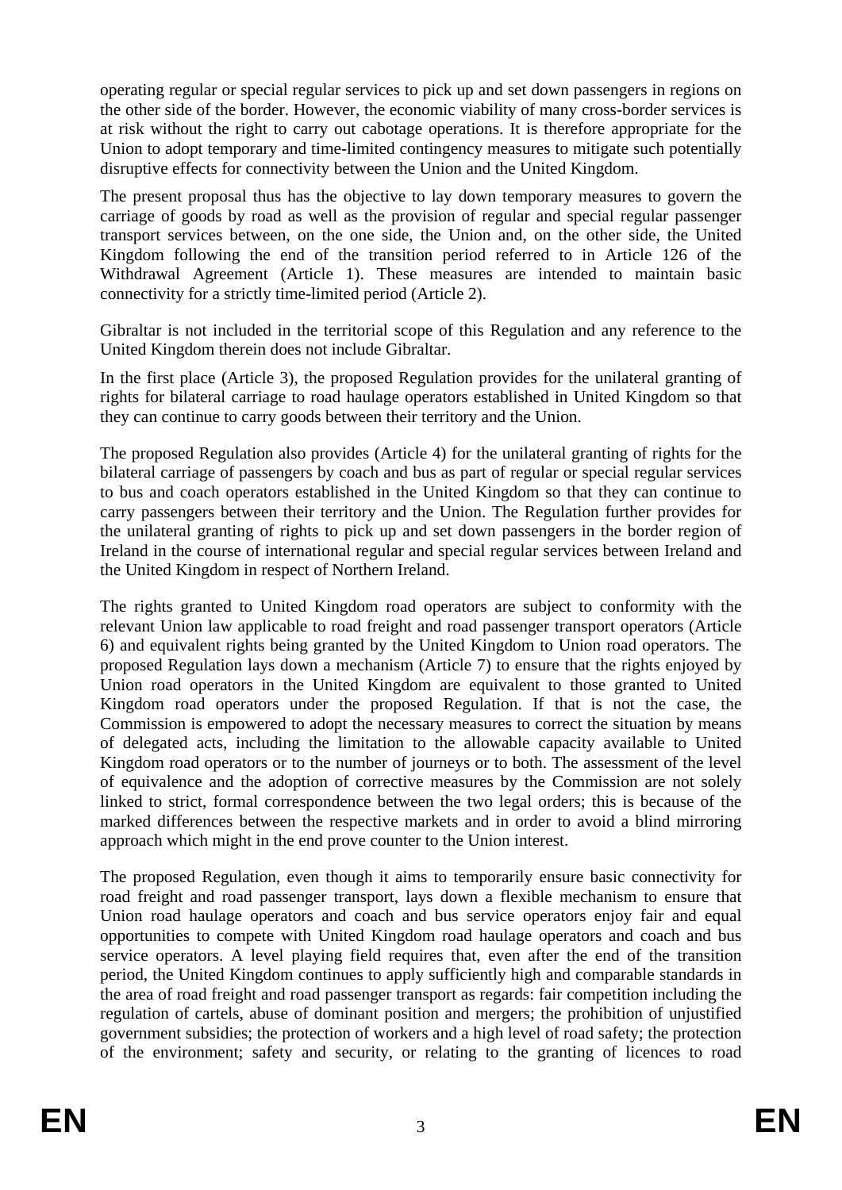operating regular or special regular services to pick up and set down passengers in regions on the other side of the border. However, the economic viability of many cross-border services is at risk without the right to carry out cabotage operations. It is therefore appropriate for the Union to adopt temporary and time-limited contingency measures to mitigate such potentially disruptive effects for connectivity between the Union and the United Kingdom.

The present proposal thus has the objective to lay down temporary measures to govern the carriage of goods by road as well as the provision of regular and special regular passenger transport services between, on the one side, the Union and, on the other side, the United Kingdom following the end of the transition period referred to in Article 126 of the Withdrawal Agreement (Article 1). These measures are intended to maintain basic connectivity for a strictly time-limited period (Article 2).

Gibraltar is not included in the territorial scope of this Regulation and any reference to the United Kingdom therein does not include Gibraltar.

In the first place (Article 3), the proposed Regulation provides for the unilateral granting of rights for bilateral carriage to road haulage operators established in United Kingdom so that they can continue to carry goods between their territory and the Union.

The proposed Regulation also provides (Article 4) for the unilateral granting of rights for the bilateral carriage of passengers by coach and bus as part of regular or special regular services to bus and coach operators established in the United Kingdom so that they can continue to carry passengers between their territory and the Union. The Regulation further provides for the unilateral granting of rights to pick up and set down passengers in the border region of Ireland in the course of international regular and special regular services between Ireland and the United Kingdom in respect of Northern Ireland.

The rights granted to United Kingdom road operators are subject to conformity with the relevant Union law applicable to road freight and road passenger transport operators (Article 6) and equivalent rights being granted by the United Kingdom to Union road operators. The proposed Regulation lays down a mechanism (Article 7) to ensure that the rights enjoyed by Union road operators in the United Kingdom are equivalent to those granted to United Kingdom road operators under the proposed Regulation. If that is not the case, the Commission is empowered to adopt the necessary measures to correct the situation by means of delegated acts, including the limitation to the allowable capacity available to United Kingdom road operators or to the number of journeys or to both. The assessment of the level of equivalence and the adoption of corrective measures by the Commission are not solely linked to strict, formal correspondence between the two legal orders; this is because of the marked differences between the respective markets and in order to avoid a blind mirroring approach which might in the end prove counter to the Union interest.

The proposed Regulation, even though it aims to temporarily ensure basic connectivity for road freight and road passenger transport, lays down a flexible mechanism to ensure that Union road haulage operators and coach and bus service operators enjoy fair and equal opportunities to compete with United Kingdom road haulage operators and coach and bus service operators. A level playing field requires that, even after the end of the transition period, the United Kingdom continues to apply sufficiently high and comparable standards in the area of road freight and road passenger transport as regards: fair competition including the regulation of cartels, abuse of dominant position and mergers; the prohibition of unjustified government subsidies; the protection of workers and a high level of road safety; the protection of the environment; safety and security, or relating to the granting of licences to road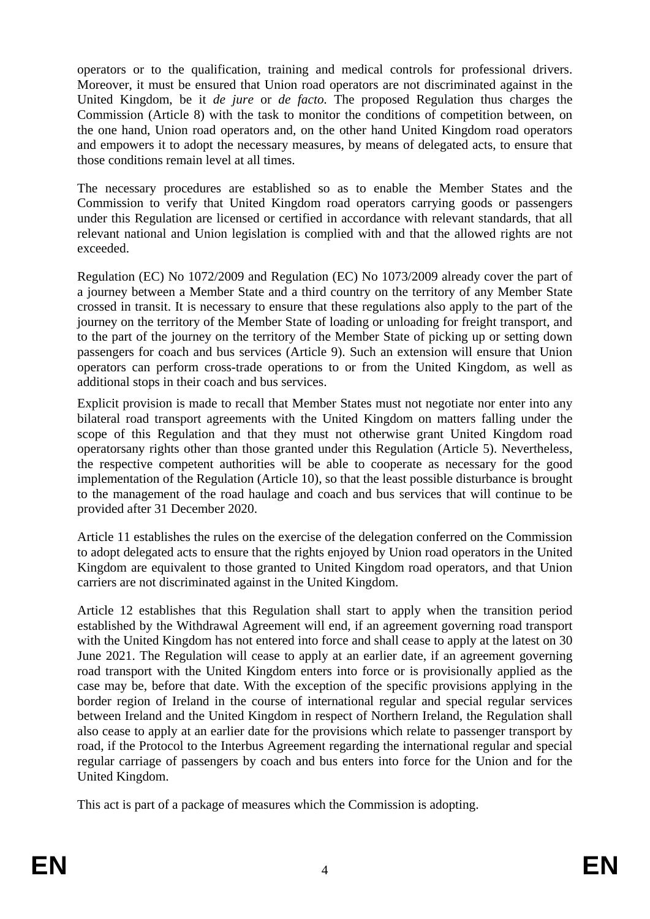operators or to the qualification, training and medical controls for professional drivers. Moreover, it must be ensured that Union road operators are not discriminated against in the United Kingdom, be it *de jure* or *de facto.* The proposed Regulation thus charges the Commission (Article 8) with the task to monitor the conditions of competition between, on the one hand, Union road operators and, on the other hand United Kingdom road operators and empowers it to adopt the necessary measures, by means of delegated acts, to ensure that those conditions remain level at all times.

The necessary procedures are established so as to enable the Member States and the Commission to verify that United Kingdom road operators carrying goods or passengers under this Regulation are licensed or certified in accordance with relevant standards, that all relevant national and Union legislation is complied with and that the allowed rights are not exceeded.

Regulation (EC) No 1072/2009 and Regulation (EC) No 1073/2009 already cover the part of a journey between a Member State and a third country on the territory of any Member State crossed in transit. It is necessary to ensure that these regulations also apply to the part of the journey on the territory of the Member State of loading or unloading for freight transport, and to the part of the journey on the territory of the Member State of picking up or setting down passengers for coach and bus services (Article 9). Such an extension will ensure that Union operators can perform cross-trade operations to or from the United Kingdom, as well as additional stops in their coach and bus services.

Explicit provision is made to recall that Member States must not negotiate nor enter into any bilateral road transport agreements with the United Kingdom on matters falling under the scope of this Regulation and that they must not otherwise grant United Kingdom road operatorsany rights other than those granted under this Regulation (Article 5). Nevertheless, the respective competent authorities will be able to cooperate as necessary for the good implementation of the Regulation (Article 10), so that the least possible disturbance is brought to the management of the road haulage and coach and bus services that will continue to be provided after 31 December 2020.

Article 11 establishes the rules on the exercise of the delegation conferred on the Commission to adopt delegated acts to ensure that the rights enjoyed by Union road operators in the United Kingdom are equivalent to those granted to United Kingdom road operators, and that Union carriers are not discriminated against in the United Kingdom.

Article 12 establishes that this Regulation shall start to apply when the transition period established by the Withdrawal Agreement will end, if an agreement governing road transport with the United Kingdom has not entered into force and shall cease to apply at the latest on 30 June 2021. The Regulation will cease to apply at an earlier date, if an agreement governing road transport with the United Kingdom enters into force or is provisionally applied as the case may be, before that date. With the exception of the specific provisions applying in the border region of Ireland in the course of international regular and special regular services between Ireland and the United Kingdom in respect of Northern Ireland, the Regulation shall also cease to apply at an earlier date for the provisions which relate to passenger transport by road, if the Protocol to the Interbus Agreement regarding the international regular and special regular carriage of passengers by coach and bus enters into force for the Union and for the United Kingdom.

This act is part of a package of measures which the Commission is adopting.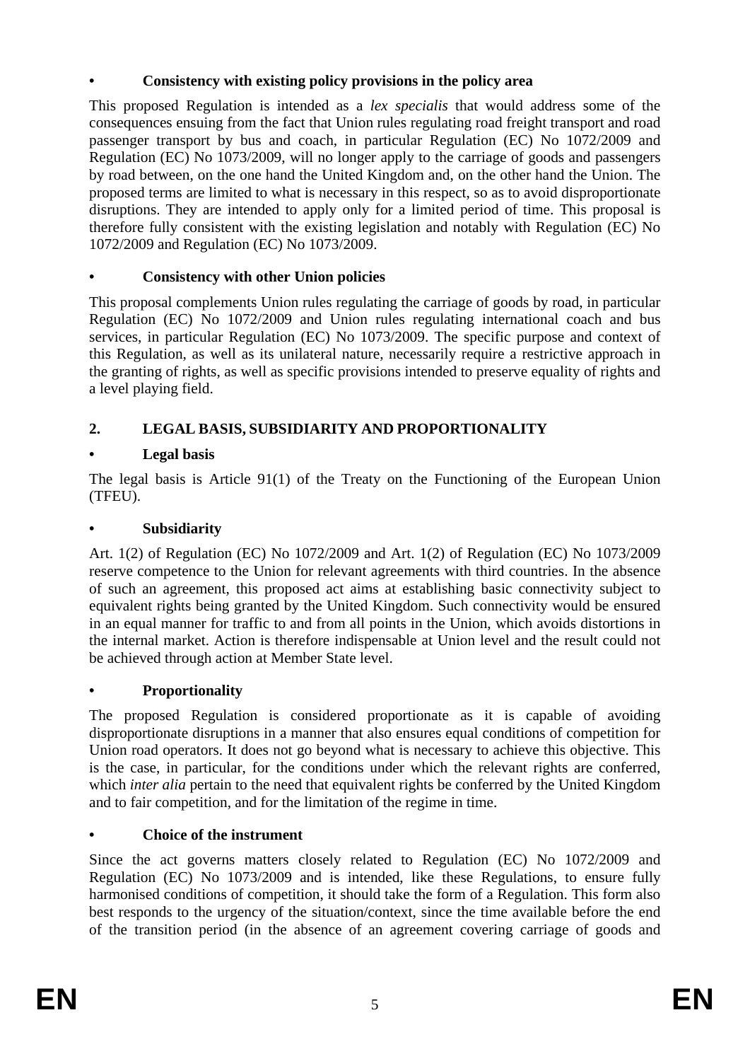- **Consistency with existing policy provisions in the policy area**

This proposed Regulation is intended as a *lex specialis* that would address some of the consequences ensuing from the fact that Union rules regulating road freight transport and road passenger transport by bus and coach, in particular Regulation (EC) No 1072/2009 and Regulation (EC) No 1073/2009, will no longer apply to the carriage of goods and passengers by road between, on the one hand the United Kingdom and, on the other hand the Union. The proposed terms are limited to what is necessary in this respect, so as to avoid disproportionate disruptions. They are intended to apply only for a limited period of time. This proposal is therefore fully consistent with the existing legislation and notably with Regulation (EC) No 1072/2009 and Regulation (EC) No 1073/2009.

- **Consistency with other Union policies**

This proposal complements Union rules regulating the carriage of goods by road, in particular Regulation (EC) No 1072/2009 and Union rules regulating international coach and bus services, in particular Regulation (EC) No 1073/2009. The specific purpose and context of this Regulation, as well as its unilateral nature, necessarily require a restrictive approach in the granting of rights, as well as specific provisions intended to preserve equality of rights and a level playing field.

## 2. LEGAL BASIS, SUBSIDIARITY AND PROPORTIONALITY

- **Legal basis**

The legal basis is Article 91(1) of the Treaty on the Functioning of the European Union (TFEU).

- **Subsidiarity**

Art. 1(2) of Regulation (EC) No 1072/2009 and Art. 1(2) of Regulation (EC) No 1073/2009 reserve competence to the Union for relevant agreements with third countries. In the absence of such an agreement, this proposed act aims at establishing basic connectivity subject to equivalent rights being granted by the United Kingdom. Such connectivity would be ensured in an equal manner for traffic to and from all points in the Union, which avoids distortions in the internal market. Action is therefore indispensable at Union level and the result could not be achieved through action at Member State level.

- **Proportionality**

The proposed Regulation is considered proportionate as it is capable of avoiding disproportionate disruptions in a manner that also ensures equal conditions of competition for Union road operators. It does not go beyond what is necessary to achieve this objective. This is the case, in particular, for the conditions under which the relevant rights are conferred, which *inter alia* pertain to the need that equivalent rights be conferred by the United Kingdom and to fair competition, and for the limitation of the regime in time.

- **Choice of the instrument**

Since the act governs matters closely related to Regulation (EC) No 1072/2009 and Regulation (EC) No 1073/2009 and is intended, like these Regulations, to ensure fully harmonised conditions of competition, it should take the form of a Regulation. This form also best responds to the urgency of the situation/context, since the time available before the end of the transition period (in the absence of an agreement covering carriage of goods and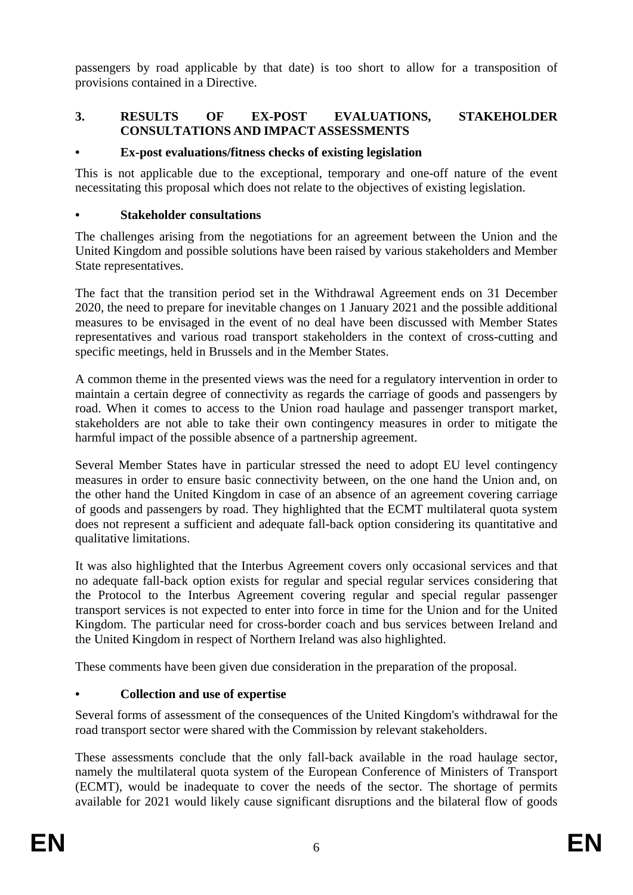passengers by road applicable by that date) is too short to allow for a transposition of provisions contained in a Directive.

## 3. RESULTS OF EX-POST EVALUATIONS, STAKEHOLDER CONSULTATIONS AND IMPACT ASSESSMENTS

### • Ex-post evaluations/fitness checks of existing legislation

This is not applicable due to the exceptional, temporary and one-off nature of the event necessitating this proposal which does not relate to the objectives of existing legislation.

### • Stakeholder consultations

The challenges arising from the negotiations for an agreement between the Union and the United Kingdom and possible solutions have been raised by various stakeholders and Member State representatives.

The fact that the transition period set in the Withdrawal Agreement ends on 31 December 2020, the need to prepare for inevitable changes on 1 January 2021 and the possible additional measures to be envisaged in the event of no deal have been discussed with Member States representatives and various road transport stakeholders in the context of cross-cutting and specific meetings, held in Brussels and in the Member States.

A common theme in the presented views was the need for a regulatory intervention in order to maintain a certain degree of connectivity as regards the carriage of goods and passengers by road. When it comes to access to the Union road haulage and passenger transport market, stakeholders are not able to take their own contingency measures in order to mitigate the harmful impact of the possible absence of a partnership agreement.

Several Member States have in particular stressed the need to adopt EU level contingency measures in order to ensure basic connectivity between, on the one hand the Union and, on the other hand the United Kingdom in case of an absence of an agreement covering carriage of goods and passengers by road. They highlighted that the ECMT multilateral quota system does not represent a sufficient and adequate fall-back option considering its quantitative and qualitative limitations.

It was also highlighted that the Interbus Agreement covers only occasional services and that no adequate fall-back option exists for regular and special regular services considering that the Protocol to the Interbus Agreement covering regular and special regular passenger transport services is not expected to enter into force in time for the Union and for the United Kingdom. The particular need for cross-border coach and bus services between Ireland and the United Kingdom in respect of Northern Ireland was also highlighted.

These comments have been given due consideration in the preparation of the proposal.

### • Collection and use of expertise

Several forms of assessment of the consequences of the United Kingdom's withdrawal for the road transport sector were shared with the Commission by relevant stakeholders.

These assessments conclude that the only fall-back available in the road haulage sector, namely the multilateral quota system of the European Conference of Ministers of Transport (ECMT), would be inadequate to cover the needs of the sector. The shortage of permits available for 2021 would likely cause significant disruptions and the bilateral flow of goods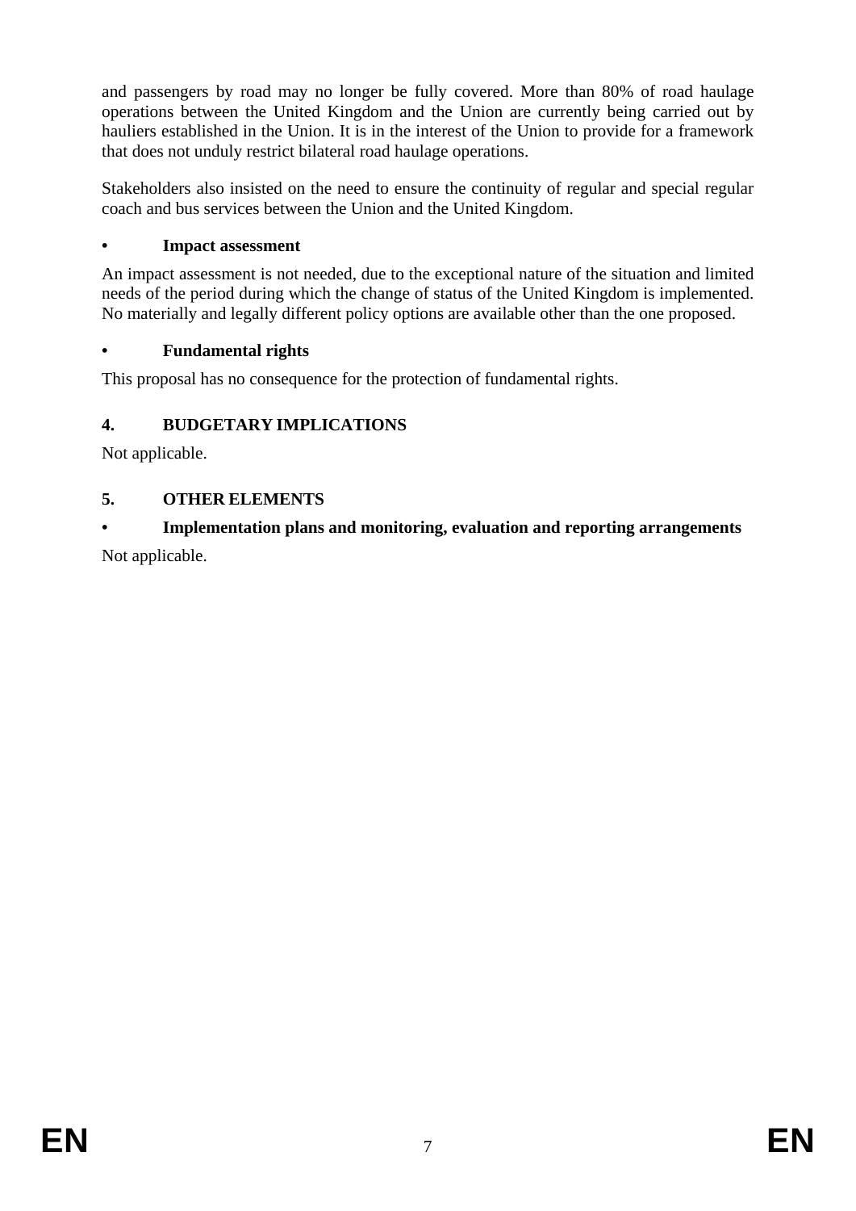and passengers by road may no longer be fully covered. More than 80% of road haulage operations between the United Kingdom and the Union are currently being carried out by hauliers established in the Union. It is in the interest of the Union to provide for a framework that does not unduly restrict bilateral road haulage operations.

Stakeholders also insisted on the need to ensure the continuity of regular and special regular coach and bus services between the Union and the United Kingdom.

- **Impact assessment**

An impact assessment is not needed, due to the exceptional nature of the situation and limited needs of the period during which the change of status of the United Kingdom is implemented. No materially and legally different policy options are available other than the one proposed.

- **Fundamental rights**

This proposal has no consequence for the protection of fundamental rights.

## 4. BUDGETARY IMPLICATIONS

Not applicable.

## 5. OTHER ELEMENTS

- **Implementation plans and monitoring, evaluation and reporting arrangements**

Not applicable.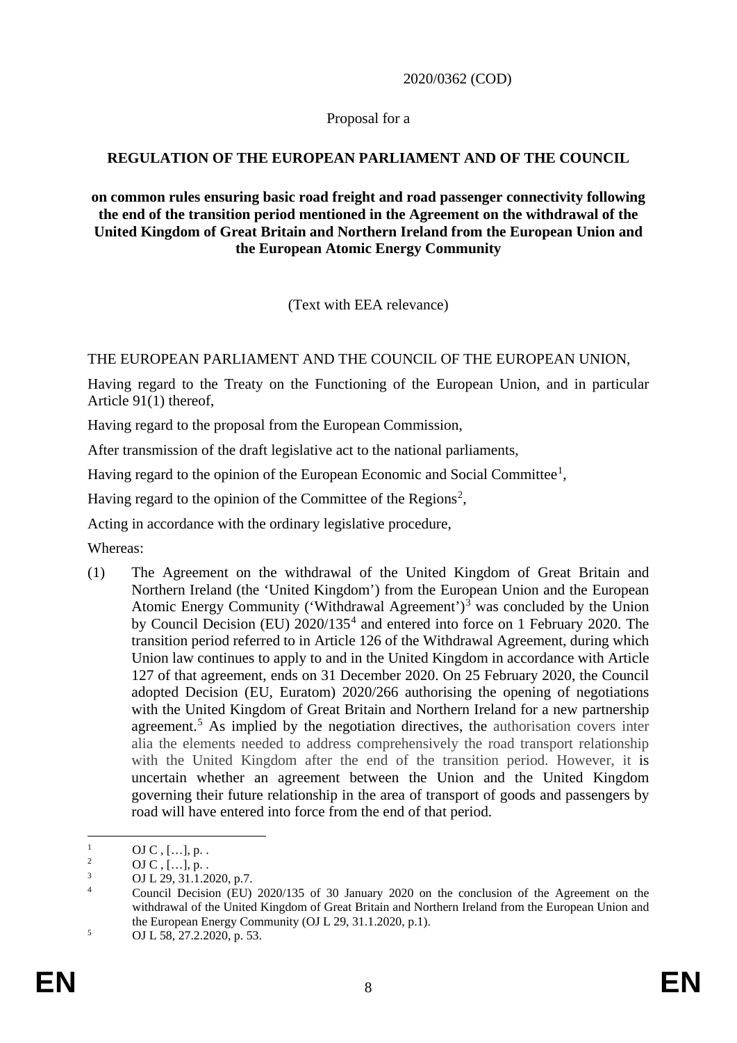2020/0362 (COD)

Proposal for a

**REGULATION OF THE EUROPEAN PARLIAMENT AND OF THE COUNCIL**

**on common rules ensuring basic road freight and road passenger connectivity following the end of the transition period mentioned in the Agreement on the withdrawal of the United Kingdom of Great Britain and Northern Ireland from the European Union and the European Atomic Energy Community**

(Text with EEA relevance)

THE EUROPEAN PARLIAMENT AND THE COUNCIL OF THE EUROPEAN UNION,

Having regard to the Treaty on the Functioning of the European Union, and in particular Article 91(1) thereof,

Having regard to the proposal from the European Commission,

After transmission of the draft legislative act to the national parliaments,

Having regard to the opinion of the European Economic and Social Committee[1],

Having regard to the opinion of the Committee of the Regions[2],

Acting in accordance with the ordinary legislative procedure,

Whereas:

(1) The Agreement on the withdrawal of the United Kingdom of Great Britain and Northern Ireland (the 'United Kingdom') from the European Union and the European Atomic Energy Community ('Withdrawal Agreement')[3] was concluded by the Union by Council Decision (EU) 2020/135[4] and entered into force on 1 February 2020. The transition period referred to in Article 126 of the Withdrawal Agreement, during which Union law continues to apply to and in the United Kingdom in accordance with Article 127 of that agreement, ends on 31 December 2020. On 25 February 2020, the Council adopted Decision (EU, Euratom) 2020/266 authorising the opening of negotiations with the United Kingdom of Great Britain and Northern Ireland for a new partnership agreement.[5] As implied by the negotiation directives, the authorisation covers inter alia the elements needed to address comprehensively the road transport relationship with the United Kingdom after the end of the transition period. However, it is uncertain whether an agreement between the Union and the United Kingdom governing their future relationship in the area of transport of goods and passengers by road will have entered into force from the end of that period.

---

[1] OJ C , […], p. .

[2] OJ C , […], p. .

[3] OJ L 29, 31.1.2020, p.7.

[4] Council Decision (EU) 2020/135 of 30 January 2020 on the conclusion of the Agreement on the withdrawal of the United Kingdom of Great Britain and Northern Ireland from the European Union and the European Energy Community (OJ L 29, 31.1.2020, p.1).

[5] OJ L 58, 27.2.2020, p. 53.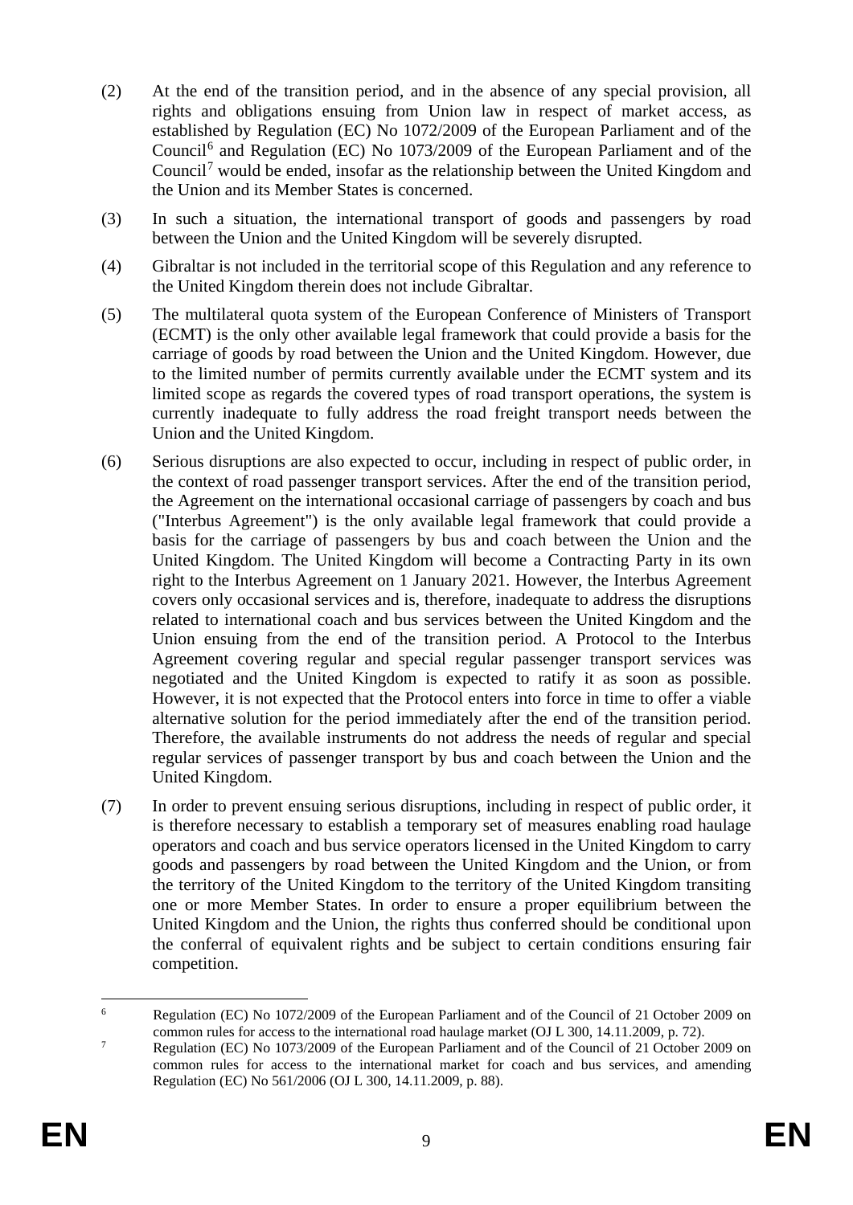(2) At the end of the transition period, and in the absence of any special provision, all rights and obligations ensuing from Union law in respect of market access, as established by Regulation (EC) No 1072/2009 of the European Parliament and of the Council[6] and Regulation (EC) No 1073/2009 of the European Parliament and of the Council[7] would be ended, insofar as the relationship between the United Kingdom and the Union and its Member States is concerned.

(3) In such a situation, the international transport of goods and passengers by road between the Union and the United Kingdom will be severely disrupted.

(4) Gibraltar is not included in the territorial scope of this Regulation and any reference to the United Kingdom therein does not include Gibraltar.

(5) The multilateral quota system of the European Conference of Ministers of Transport (ECMT) is the only other available legal framework that could provide a basis for the carriage of goods by road between the Union and the United Kingdom. However, due to the limited number of permits currently available under the ECMT system and its limited scope as regards the covered types of road transport operations, the system is currently inadequate to fully address the road freight transport needs between the Union and the United Kingdom.

(6) Serious disruptions are also expected to occur, including in respect of public order, in the context of road passenger transport services. After the end of the transition period, the Agreement on the international occasional carriage of passengers by coach and bus ("Interbus Agreement") is the only available legal framework that could provide a basis for the carriage of passengers by bus and coach between the Union and the United Kingdom. The United Kingdom will become a Contracting Party in its own right to the Interbus Agreement on 1 January 2021. However, the Interbus Agreement covers only occasional services and is, therefore, inadequate to address the disruptions related to international coach and bus services between the United Kingdom and the Union ensuing from the end of the transition period. A Protocol to the Interbus Agreement covering regular and special regular passenger transport services was negotiated and the United Kingdom is expected to ratify it as soon as possible. However, it is not expected that the Protocol enters into force in time to offer a viable alternative solution for the period immediately after the end of the transition period. Therefore, the available instruments do not address the needs of regular and special regular services of passenger transport by bus and coach between the Union and the United Kingdom.

(7) In order to prevent ensuing serious disruptions, including in respect of public order, it is therefore necessary to establish a temporary set of measures enabling road haulage operators and coach and bus service operators licensed in the United Kingdom to carry goods and passengers by road between the United Kingdom and the Union, or from the territory of the United Kingdom to the territory of the United Kingdom transiting one or more Member States. In order to ensure a proper equilibrium between the United Kingdom and the Union, the rights thus conferred should be conditional upon the conferral of equivalent rights and be subject to certain conditions ensuring fair competition.

---

[6] Regulation (EC) No 1072/2009 of the European Parliament and of the Council of 21 October 2009 on common rules for access to the international road haulage market (OJ L 300, 14.11.2009, p. 72).

[7] Regulation (EC) No 1073/2009 of the European Parliament and of the Council of 21 October 2009 on common rules for access to the international market for coach and bus services, and amending Regulation (EC) No 561/2006 (OJ L 300, 14.11.2009, p. 88).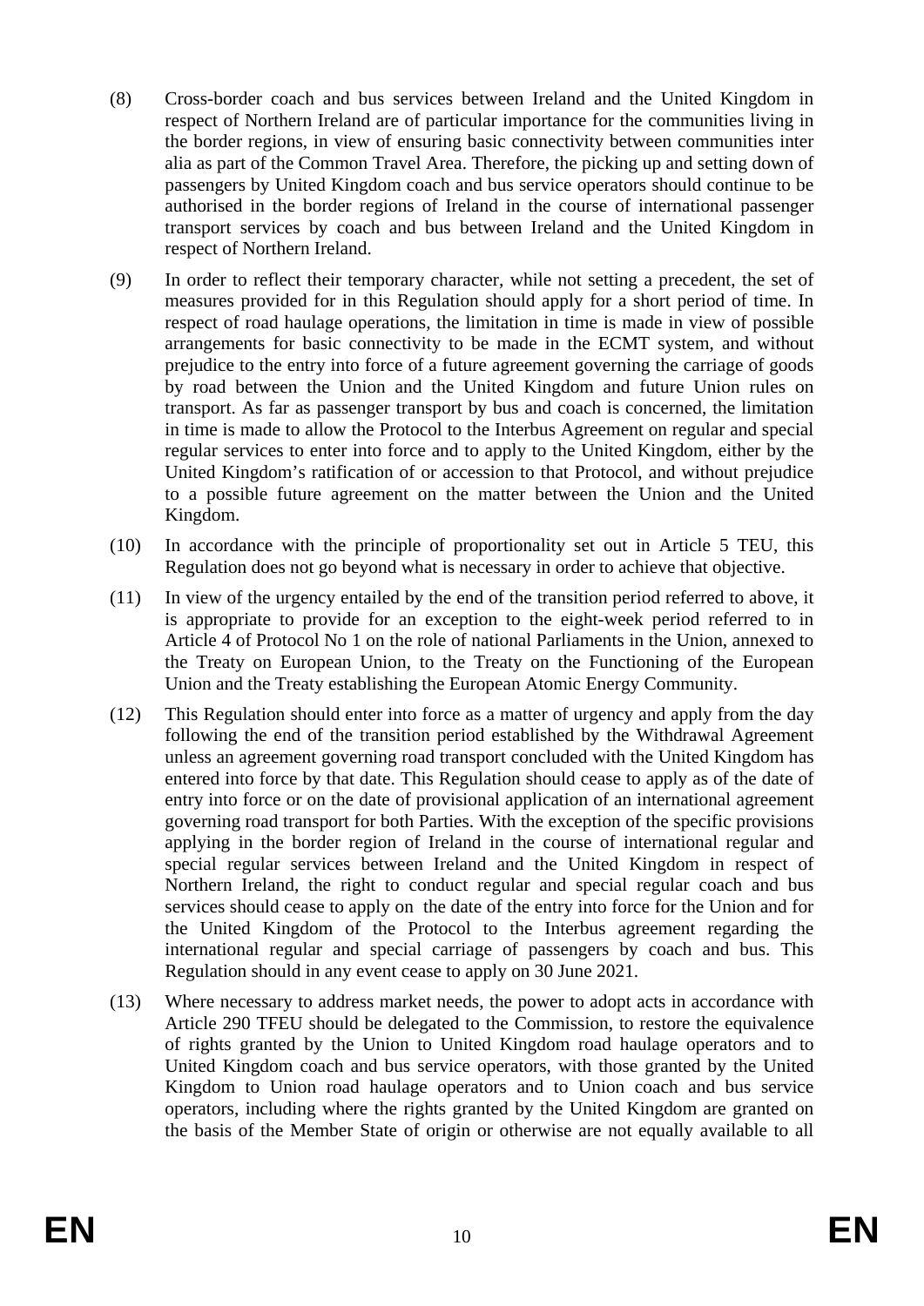(8) Cross-border coach and bus services between Ireland and the United Kingdom in respect of Northern Ireland are of particular importance for the communities living in the border regions, in view of ensuring basic connectivity between communities inter alia as part of the Common Travel Area. Therefore, the picking up and setting down of passengers by United Kingdom coach and bus service operators should continue to be authorised in the border regions of Ireland in the course of international passenger transport services by coach and bus between Ireland and the United Kingdom in respect of Northern Ireland.

(9) In order to reflect their temporary character, while not setting a precedent, the set of measures provided for in this Regulation should apply for a short period of time. In respect of road haulage operations, the limitation in time is made in view of possible arrangements for basic connectivity to be made in the ECMT system, and without prejudice to the entry into force of a future agreement governing the carriage of goods by road between the Union and the United Kingdom and future Union rules on transport. As far as passenger transport by bus and coach is concerned, the limitation in time is made to allow the Protocol to the Interbus Agreement on regular and special regular services to enter into force and to apply to the United Kingdom, either by the United Kingdom's ratification of or accession to that Protocol, and without prejudice to a possible future agreement on the matter between the Union and the United Kingdom.

(10) In accordance with the principle of proportionality set out in Article 5 TEU, this Regulation does not go beyond what is necessary in order to achieve that objective.

(11) In view of the urgency entailed by the end of the transition period referred to above, it is appropriate to provide for an exception to the eight-week period referred to in Article 4 of Protocol No 1 on the role of national Parliaments in the Union, annexed to the Treaty on European Union, to the Treaty on the Functioning of the European Union and the Treaty establishing the European Atomic Energy Community.

(12) This Regulation should enter into force as a matter of urgency and apply from the day following the end of the transition period established by the Withdrawal Agreement unless an agreement governing road transport concluded with the United Kingdom has entered into force by that date. This Regulation should cease to apply as of the date of entry into force or on the date of provisional application of an international agreement governing road transport for both Parties. With the exception of the specific provisions applying in the border region of Ireland in the course of international regular and special regular services between Ireland and the United Kingdom in respect of Northern Ireland, the right to conduct regular and special regular coach and bus services should cease to apply on the date of the entry into force for the Union and for the United Kingdom of the Protocol to the Interbus agreement regarding the international regular and special carriage of passengers by coach and bus. This Regulation should in any event cease to apply on 30 June 2021.

(13) Where necessary to address market needs, the power to adopt acts in accordance with Article 290 TFEU should be delegated to the Commission, to restore the equivalence of rights granted by the Union to United Kingdom road haulage operators and to United Kingdom coach and bus service operators, with those granted by the United Kingdom to Union road haulage operators and to Union coach and bus service operators, including where the rights granted by the United Kingdom are granted on the basis of the Member State of origin or otherwise are not equally available to all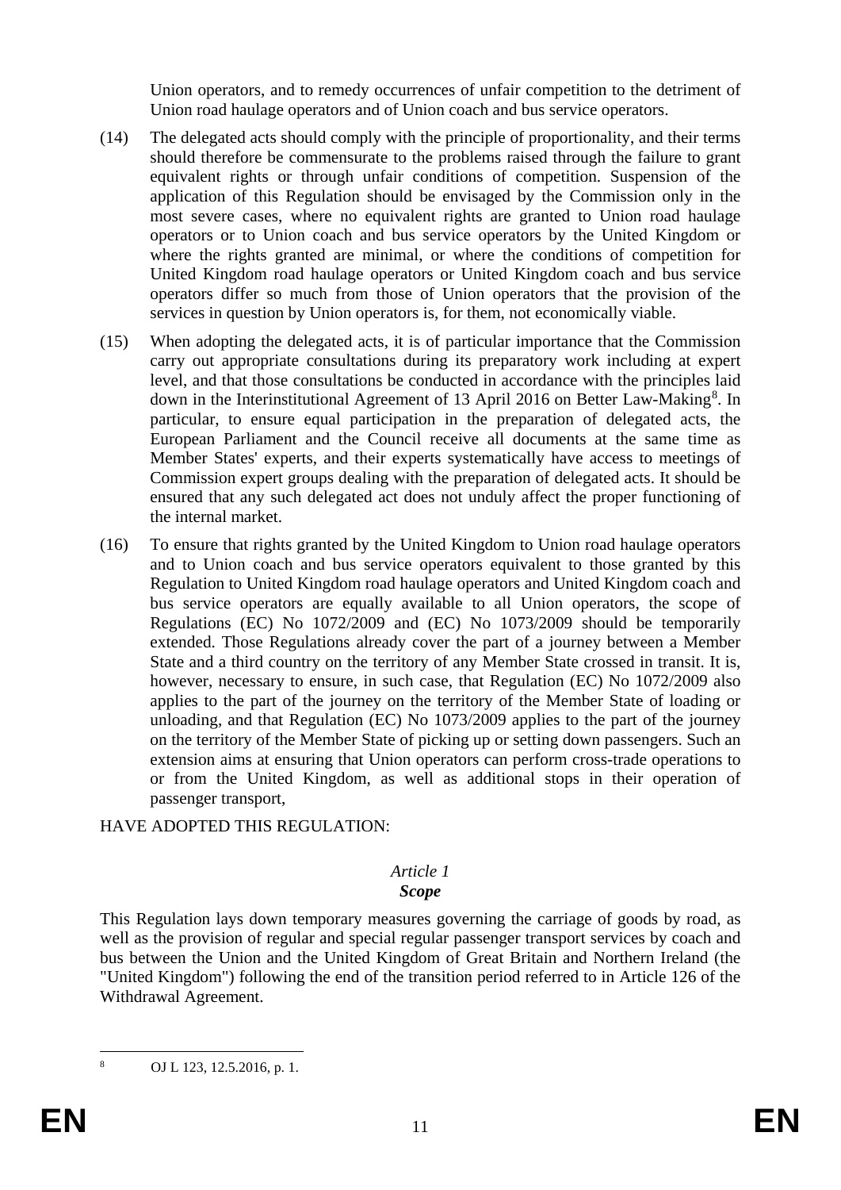Union operators, and to remedy occurrences of unfair competition to the detriment of Union road haulage operators and of Union coach and bus service operators.

(14) The delegated acts should comply with the principle of proportionality, and their terms should therefore be commensurate to the problems raised through the failure to grant equivalent rights or through unfair conditions of competition. Suspension of the application of this Regulation should be envisaged by the Commission only in the most severe cases, where no equivalent rights are granted to Union road haulage operators or to Union coach and bus service operators by the United Kingdom or where the rights granted are minimal, or where the conditions of competition for United Kingdom road haulage operators or United Kingdom coach and bus service operators differ so much from those of Union operators that the provision of the services in question by Union operators is, for them, not economically viable.

(15) When adopting the delegated acts, it is of particular importance that the Commission carry out appropriate consultations during its preparatory work including at expert level, and that those consultations be conducted in accordance with the principles laid down in the Interinstitutional Agreement of 13 April 2016 on Better Law-Making[8]. In particular, to ensure equal participation in the preparation of delegated acts, the European Parliament and the Council receive all documents at the same time as Member States' experts, and their experts systematically have access to meetings of Commission expert groups dealing with the preparation of delegated acts. It should be ensured that any such delegated act does not unduly affect the proper functioning of the internal market.

(16) To ensure that rights granted by the United Kingdom to Union road haulage operators and to Union coach and bus service operators equivalent to those granted by this Regulation to United Kingdom road haulage operators and United Kingdom coach and bus service operators are equally available to all Union operators, the scope of Regulations (EC) No 1072/2009 and (EC) No 1073/2009 should be temporarily extended. Those Regulations already cover the part of a journey between a Member State and a third country on the territory of any Member State crossed in transit. It is, however, necessary to ensure, in such case, that Regulation (EC) No 1072/2009 also applies to the part of the journey on the territory of the Member State of loading or unloading, and that Regulation (EC) No 1073/2009 applies to the part of the journey on the territory of the Member State of picking up or setting down passengers. Such an extension aims at ensuring that Union operators can perform cross-trade operations to or from the United Kingdom, as well as additional stops in their operation of passenger transport,

HAVE ADOPTED THIS REGULATION:

*Article 1*

***Scope***

This Regulation lays down temporary measures governing the carriage of goods by road, as well as the provision of regular and special regular passenger transport services by coach and bus between the Union and the United Kingdom of Great Britain and Northern Ireland (the "United Kingdom") following the end of the transition period referred to in Article 126 of the Withdrawal Agreement.

[8] OJ L 123, 12.5.2016, p. 1.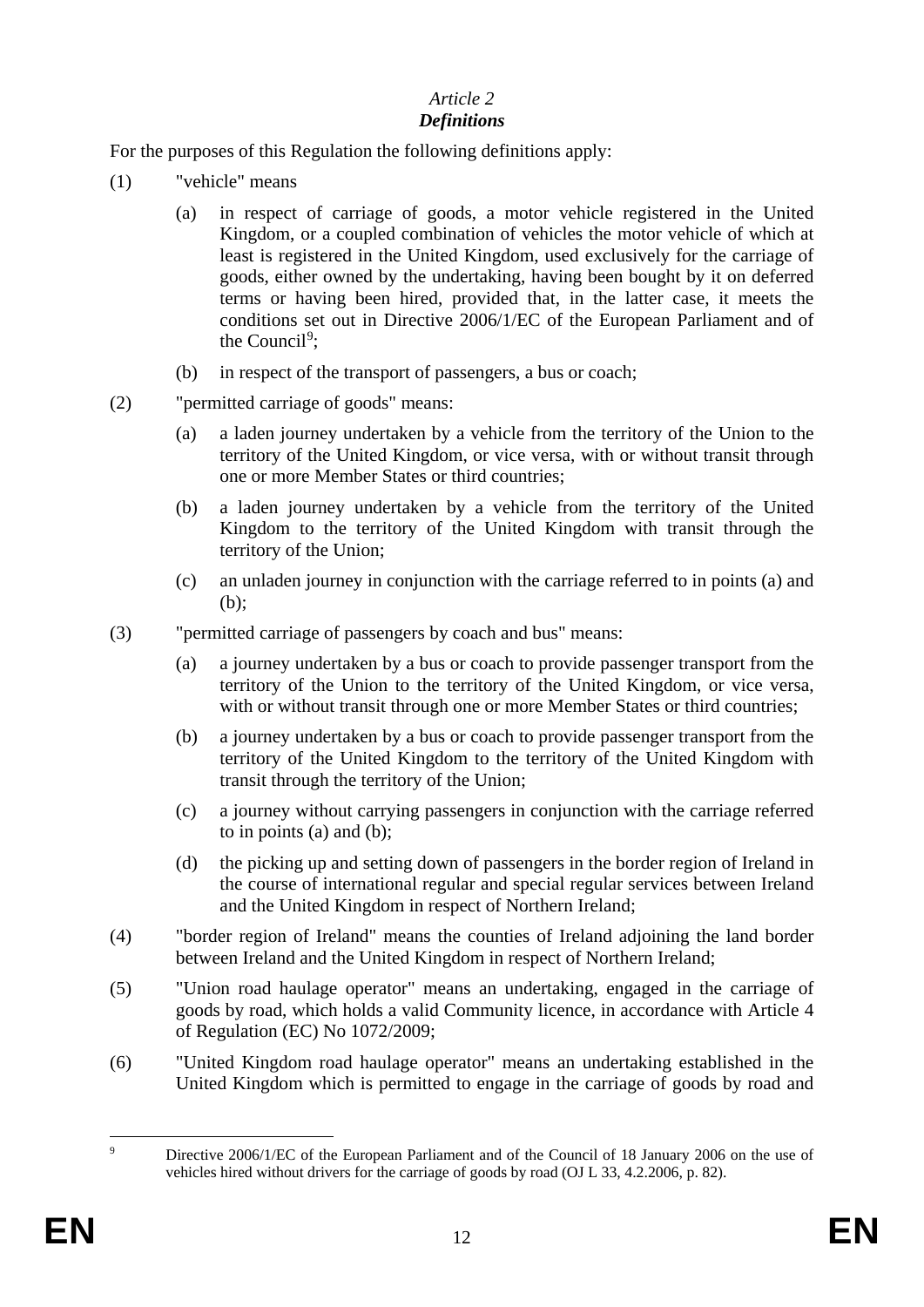*Article 2*
***Definitions***

For the purposes of this Regulation the following definitions apply:

(1) "vehicle" means

(a) in respect of carriage of goods, a motor vehicle registered in the United Kingdom, or a coupled combination of vehicles the motor vehicle of which at least is registered in the United Kingdom, used exclusively for the carriage of goods, either owned by the undertaking, having been bought by it on deferred terms or having been hired, provided that, in the latter case, it meets the conditions set out in Directive 2006/1/EC of the European Parliament and of the Council[9];

(b) in respect of the transport of passengers, a bus or coach;

(2) "permitted carriage of goods" means:

(a) a laden journey undertaken by a vehicle from the territory of the Union to the territory of the United Kingdom, or vice versa, with or without transit through one or more Member States or third countries;

(b) a laden journey undertaken by a vehicle from the territory of the United Kingdom to the territory of the United Kingdom with transit through the territory of the Union;

(c) an unladen journey in conjunction with the carriage referred to in points (a) and (b);

(3) "permitted carriage of passengers by coach and bus" means:

(a) a journey undertaken by a bus or coach to provide passenger transport from the territory of the Union to the territory of the United Kingdom, or vice versa, with or without transit through one or more Member States or third countries;

(b) a journey undertaken by a bus or coach to provide passenger transport from the territory of the United Kingdom to the territory of the United Kingdom with transit through the territory of the Union;

(c) a journey without carrying passengers in conjunction with the carriage referred to in points (a) and (b);

(d) the picking up and setting down of passengers in the border region of Ireland in the course of international regular and special regular services between Ireland and the United Kingdom in respect of Northern Ireland;

(4) "border region of Ireland" means the counties of Ireland adjoining the land border between Ireland and the United Kingdom in respect of Northern Ireland;

(5) "Union road haulage operator" means an undertaking, engaged in the carriage of goods by road, which holds a valid Community licence, in accordance with Article 4 of Regulation (EC) No 1072/2009;

(6) "United Kingdom road haulage operator" means an undertaking established in the United Kingdom which is permitted to engage in the carriage of goods by road and

---

[9] Directive 2006/1/EC of the European Parliament and of the Council of 18 January 2006 on the use of vehicles hired without drivers for the carriage of goods by road (OJ L 33, 4.2.2006, p. 82).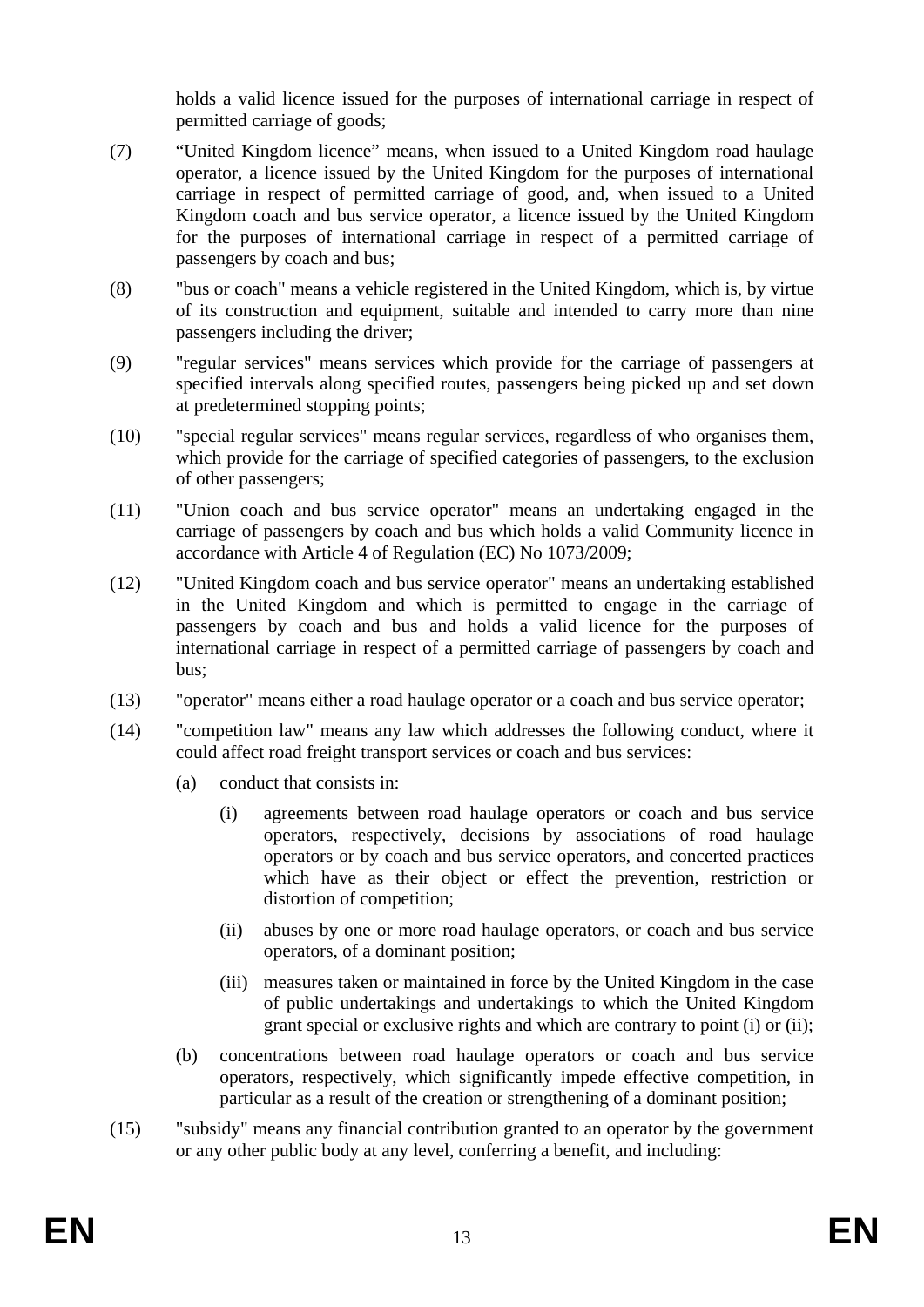holds a valid licence issued for the purposes of international carriage in respect of permitted carriage of goods;

(7) "United Kingdom licence" means, when issued to a United Kingdom road haulage operator, a licence issued by the United Kingdom for the purposes of international carriage in respect of permitted carriage of good, and, when issued to a United Kingdom coach and bus service operator, a licence issued by the United Kingdom for the purposes of international carriage in respect of a permitted carriage of passengers by coach and bus;

(8) "bus or coach" means a vehicle registered in the United Kingdom, which is, by virtue of its construction and equipment, suitable and intended to carry more than nine passengers including the driver;

(9) "regular services" means services which provide for the carriage of passengers at specified intervals along specified routes, passengers being picked up and set down at predetermined stopping points;

(10) "special regular services" means regular services, regardless of who organises them, which provide for the carriage of specified categories of passengers, to the exclusion of other passengers;

(11) "Union coach and bus service operator" means an undertaking engaged in the carriage of passengers by coach and bus which holds a valid Community licence in accordance with Article 4 of Regulation (EC) No 1073/2009;

(12) "United Kingdom coach and bus service operator" means an undertaking established in the United Kingdom and which is permitted to engage in the carriage of passengers by coach and bus and holds a valid licence for the purposes of international carriage in respect of a permitted carriage of passengers by coach and bus;

(13) "operator" means either a road haulage operator or a coach and bus service operator;

(14) "competition law" means any law which addresses the following conduct, where it could affect road freight transport services or coach and bus services:

   (a) conduct that consists in:

      (i) agreements between road haulage operators or coach and bus service operators, respectively, decisions by associations of road haulage operators or by coach and bus service operators, and concerted practices which have as their object or effect the prevention, restriction or distortion of competition;

      (ii) abuses by one or more road haulage operators, or coach and bus service operators, of a dominant position;

      (iii) measures taken or maintained in force by the United Kingdom in the case of public undertakings and undertakings to which the United Kingdom grant special or exclusive rights and which are contrary to point (i) or (ii);

   (b) concentrations between road haulage operators or coach and bus service operators, respectively, which significantly impede effective competition, in particular as a result of the creation or strengthening of a dominant position;

(15) "subsidy" means any financial contribution granted to an operator by the government or any other public body at any level, conferring a benefit, and including: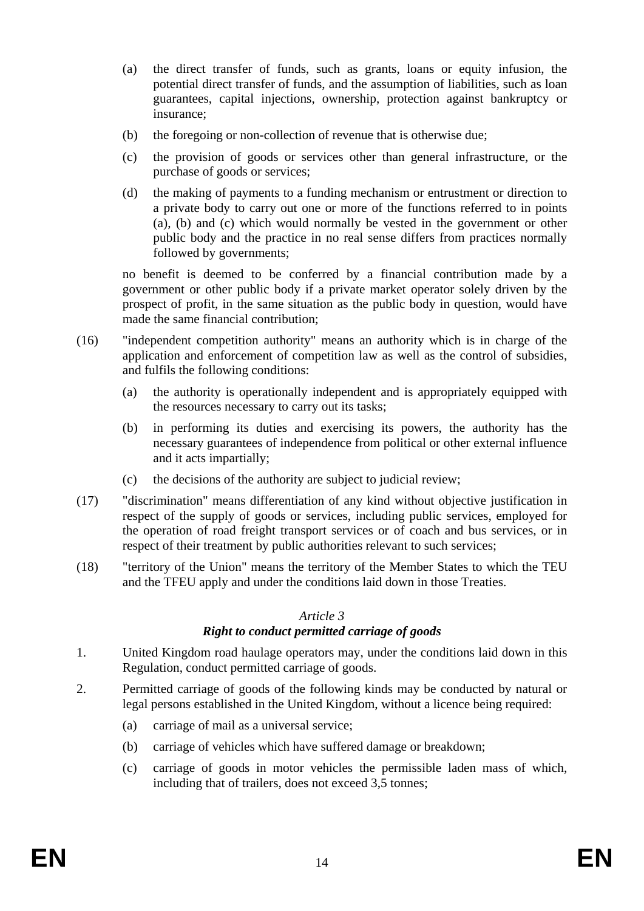(a) the direct transfer of funds, such as grants, loans or equity infusion, the potential direct transfer of funds, and the assumption of liabilities, such as loan guarantees, capital injections, ownership, protection against bankruptcy or insurance;

(b) the foregoing or non-collection of revenue that is otherwise due;

(c) the provision of goods or services other than general infrastructure, or the purchase of goods or services;

(d) the making of payments to a funding mechanism or entrustment or direction to a private body to carry out one or more of the functions referred to in points (a), (b) and (c) which would normally be vested in the government or other public body and the practice in no real sense differs from practices normally followed by governments;

no benefit is deemed to be conferred by a financial contribution made by a government or other public body if a private market operator solely driven by the prospect of profit, in the same situation as the public body in question, would have made the same financial contribution;

(16) "independent competition authority" means an authority which is in charge of the application and enforcement of competition law as well as the control of subsidies, and fulfils the following conditions:

(a) the authority is operationally independent and is appropriately equipped with the resources necessary to carry out its tasks;

(b) in performing its duties and exercising its powers, the authority has the necessary guarantees of independence from political or other external influence and it acts impartially;

(c) the decisions of the authority are subject to judicial review;

(17) "discrimination" means differentiation of any kind without objective justification in respect of the supply of goods or services, including public services, employed for the operation of road freight transport services or of coach and bus services, or in respect of their treatment by public authorities relevant to such services;

(18) "territory of the Union" means the territory of the Member States to which the TEU and the TFEU apply and under the conditions laid down in those Treaties.

### *Article 3*
### ***Right to conduct permitted carriage of goods***

1. United Kingdom road haulage operators may, under the conditions laid down in this Regulation, conduct permitted carriage of goods.

2. Permitted carriage of goods of the following kinds may be conducted by natural or legal persons established in the United Kingdom, without a licence being required:

   (a) carriage of mail as a universal service;

   (b) carriage of vehicles which have suffered damage or breakdown;

   (c) carriage of goods in motor vehicles the permissible laden mass of which, including that of trailers, does not exceed 3,5 tonnes;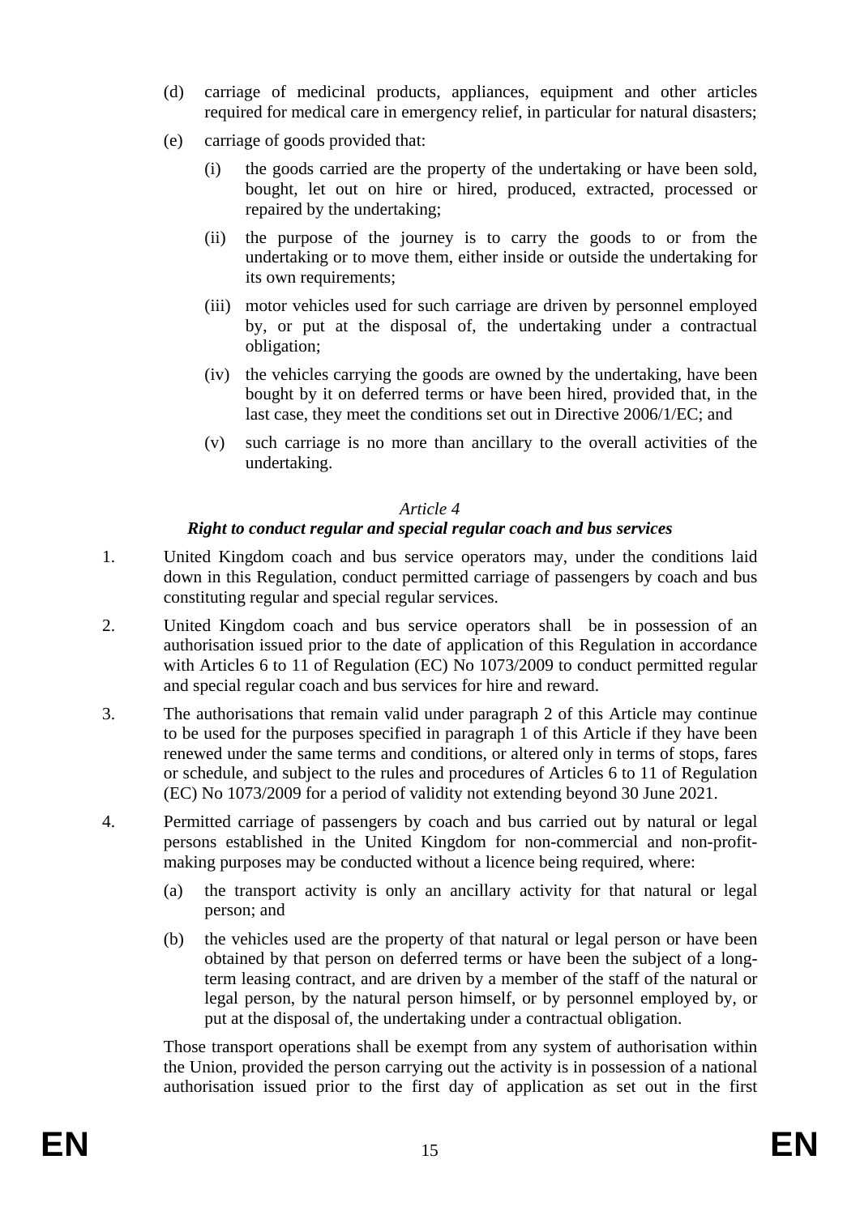(d) carriage of medicinal products, appliances, equipment and other articles required for medical care in emergency relief, in particular for natural disasters;

(e) carriage of goods provided that:

   (i) the goods carried are the property of the undertaking or have been sold, bought, let out on hire or hired, produced, extracted, processed or repaired by the undertaking;

   (ii) the purpose of the journey is to carry the goods to or from the undertaking or to move them, either inside or outside the undertaking for its own requirements;

   (iii) motor vehicles used for such carriage are driven by personnel employed by, or put at the disposal of, the undertaking under a contractual obligation;

   (iv) the vehicles carrying the goods are owned by the undertaking, have been bought by it on deferred terms or have been hired, provided that, in the last case, they meet the conditions set out in Directive 2006/1/EC; and

   (v) such carriage is no more than ancillary to the overall activities of the undertaking.

*Article 4*

***Right to conduct regular and special regular coach and bus services***

1. United Kingdom coach and bus service operators may, under the conditions laid down in this Regulation, conduct permitted carriage of passengers by coach and bus constituting regular and special regular services.

2. United Kingdom coach and bus service operators shall be in possession of an authorisation issued prior to the date of application of this Regulation in accordance with Articles 6 to 11 of Regulation (EC) No 1073/2009 to conduct permitted regular and special regular coach and bus services for hire and reward.

3. The authorisations that remain valid under paragraph 2 of this Article may continue to be used for the purposes specified in paragraph 1 of this Article if they have been renewed under the same terms and conditions, or altered only in terms of stops, fares or schedule, and subject to the rules and procedures of Articles 6 to 11 of Regulation (EC) No 1073/2009 for a period of validity not extending beyond 30 June 2021.

4. Permitted carriage of passengers by coach and bus carried out by natural or legal persons established in the United Kingdom for non-commercial and non-profit-making purposes may be conducted without a licence being required, where:

   (a) the transport activity is only an ancillary activity for that natural or legal person; and

   (b) the vehicles used are the property of that natural or legal person or have been obtained by that person on deferred terms or have been the subject of a long-term leasing contract, and are driven by a member of the staff of the natural or legal person, by the natural person himself, or by personnel employed by, or put at the disposal of, the undertaking under a contractual obligation.

   Those transport operations shall be exempt from any system of authorisation within the Union, provided the person carrying out the activity is in possession of a national authorisation issued prior to the first day of application as set out in the first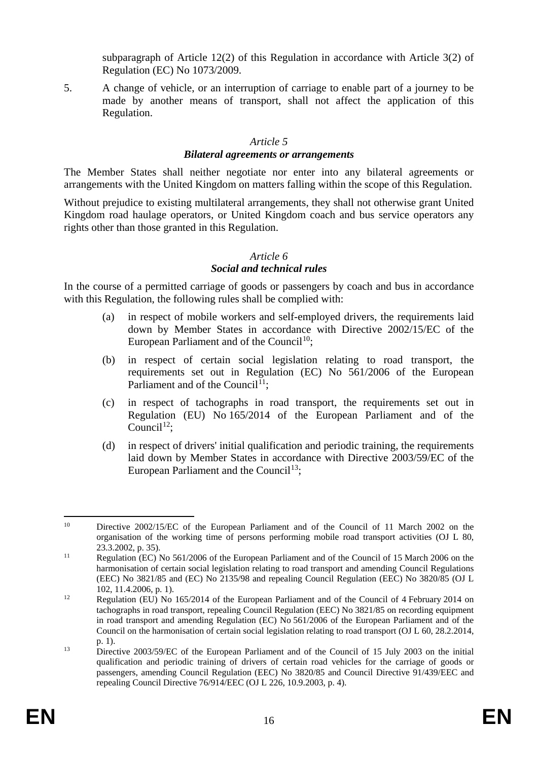subparagraph of Article 12(2) of this Regulation in accordance with Article 3(2) of Regulation (EC) No 1073/2009.

5. A change of vehicle, or an interruption of carriage to enable part of a journey to be made by another means of transport, shall not affect the application of this Regulation.

*Article 5*

***Bilateral agreements or arrangements***

The Member States shall neither negotiate nor enter into any bilateral agreements or arrangements with the United Kingdom on matters falling within the scope of this Regulation.

Without prejudice to existing multilateral arrangements, they shall not otherwise grant United Kingdom road haulage operators, or United Kingdom coach and bus service operators any rights other than those granted in this Regulation.

*Article 6*

***Social and technical rules***

In the course of a permitted carriage of goods or passengers by coach and bus in accordance with this Regulation, the following rules shall be complied with:

(a) in respect of mobile workers and self-employed drivers, the requirements laid down by Member States in accordance with Directive 2002/15/EC of the European Parliament and of the Council[10];

(b) in respect of certain social legislation relating to road transport, the requirements set out in Regulation (EC) No 561/2006 of the European Parliament and of the Council[11];

(c) in respect of tachographs in road transport, the requirements set out in Regulation (EU) No 165/2014 of the European Parliament and of the Council[12];

(d) in respect of drivers' initial qualification and periodic training, the requirements laid down by Member States in accordance with Directive 2003/59/EC of the European Parliament and the Council[13];

---

[10] Directive 2002/15/EC of the European Parliament and of the Council of 11 March 2002 on the organisation of the working time of persons performing mobile road transport activities (OJ L 80, 23.3.2002, p. 35).

[11] Regulation (EC) No 561/2006 of the European Parliament and of the Council of 15 March 2006 on the harmonisation of certain social legislation relating to road transport and amending Council Regulations (EEC) No 3821/85 and (EC) No 2135/98 and repealing Council Regulation (EEC) No 3820/85 (OJ L 102, 11.4.2006, p. 1).

[12] Regulation (EU) No 165/2014 of the European Parliament and of the Council of 4 February 2014 on tachographs in road transport, repealing Council Regulation (EEC) No 3821/85 on recording equipment in road transport and amending Regulation (EC) No 561/2006 of the European Parliament and of the Council on the harmonisation of certain social legislation relating to road transport (OJ L 60, 28.2.2014, p. 1).

[13] Directive 2003/59/EC of the European Parliament and of the Council of 15 July 2003 on the initial qualification and periodic training of drivers of certain road vehicles for the carriage of goods or passengers, amending Council Regulation (EEC) No 3820/85 and Council Directive 91/439/EEC and repealing Council Directive 76/914/EEC (OJ L 226, 10.9.2003, p. 4).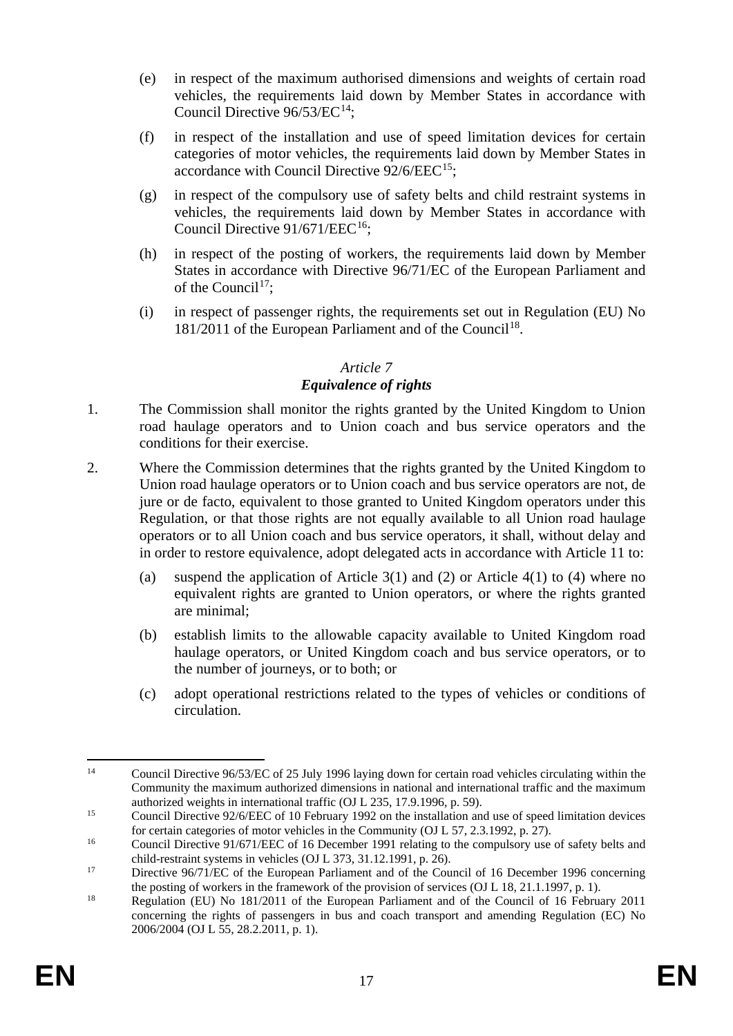(e) in respect of the maximum authorised dimensions and weights of certain road vehicles, the requirements laid down by Member States in accordance with Council Directive 96/53/EC[14];

(f) in respect of the installation and use of speed limitation devices for certain categories of motor vehicles, the requirements laid down by Member States in accordance with Council Directive 92/6/EEC[15];

(g) in respect of the compulsory use of safety belts and child restraint systems in vehicles, the requirements laid down by Member States in accordance with Council Directive 91/671/EEC[16];

(h) in respect of the posting of workers, the requirements laid down by Member States in accordance with Directive 96/71/EC of the European Parliament and of the Council[17];

(i) in respect of passenger rights, the requirements set out in Regulation (EU) No 181/2011 of the European Parliament and of the Council[18].

*Article 7*

***Equivalence of rights***

1. The Commission shall monitor the rights granted by the United Kingdom to Union road haulage operators and to Union coach and bus service operators and the conditions for their exercise.

2. Where the Commission determines that the rights granted by the United Kingdom to Union road haulage operators or to Union coach and bus service operators are not, de jure or de facto, equivalent to those granted to United Kingdom operators under this Regulation, or that those rights are not equally available to all Union road haulage operators or to all Union coach and bus service operators, it shall, without delay and in order to restore equivalence, adopt delegated acts in accordance with Article 11 to:

   (a) suspend the application of Article 3(1) and (2) or Article 4(1) to (4) where no equivalent rights are granted to Union operators, or where the rights granted are minimal;

   (b) establish limits to the allowable capacity available to United Kingdom road haulage operators, or United Kingdom coach and bus service operators, or to the number of journeys, or to both; or

   (c) adopt operational restrictions related to the types of vehicles or conditions of circulation.

---

[14] Council Directive 96/53/EC of 25 July 1996 laying down for certain road vehicles circulating within the Community the maximum authorized dimensions in national and international traffic and the maximum authorized weights in international traffic (OJ L 235, 17.9.1996, p. 59).

[15] Council Directive 92/6/EEC of 10 February 1992 on the installation and use of speed limitation devices for certain categories of motor vehicles in the Community (OJ L 57, 2.3.1992, p. 27).

[16] Council Directive 91/671/EEC of 16 December 1991 relating to the compulsory use of safety belts and child-restraint systems in vehicles (OJ L 373, 31.12.1991, p. 26).

[17] Directive 96/71/EC of the European Parliament and of the Council of 16 December 1996 concerning the posting of workers in the framework of the provision of services (OJ L 18, 21.1.1997, p. 1).

[18] Regulation (EU) No 181/2011 of the European Parliament and of the Council of 16 February 2011 concerning the rights of passengers in bus and coach transport and amending Regulation (EC) No 2006/2004 (OJ L 55, 28.2.2011, p. 1).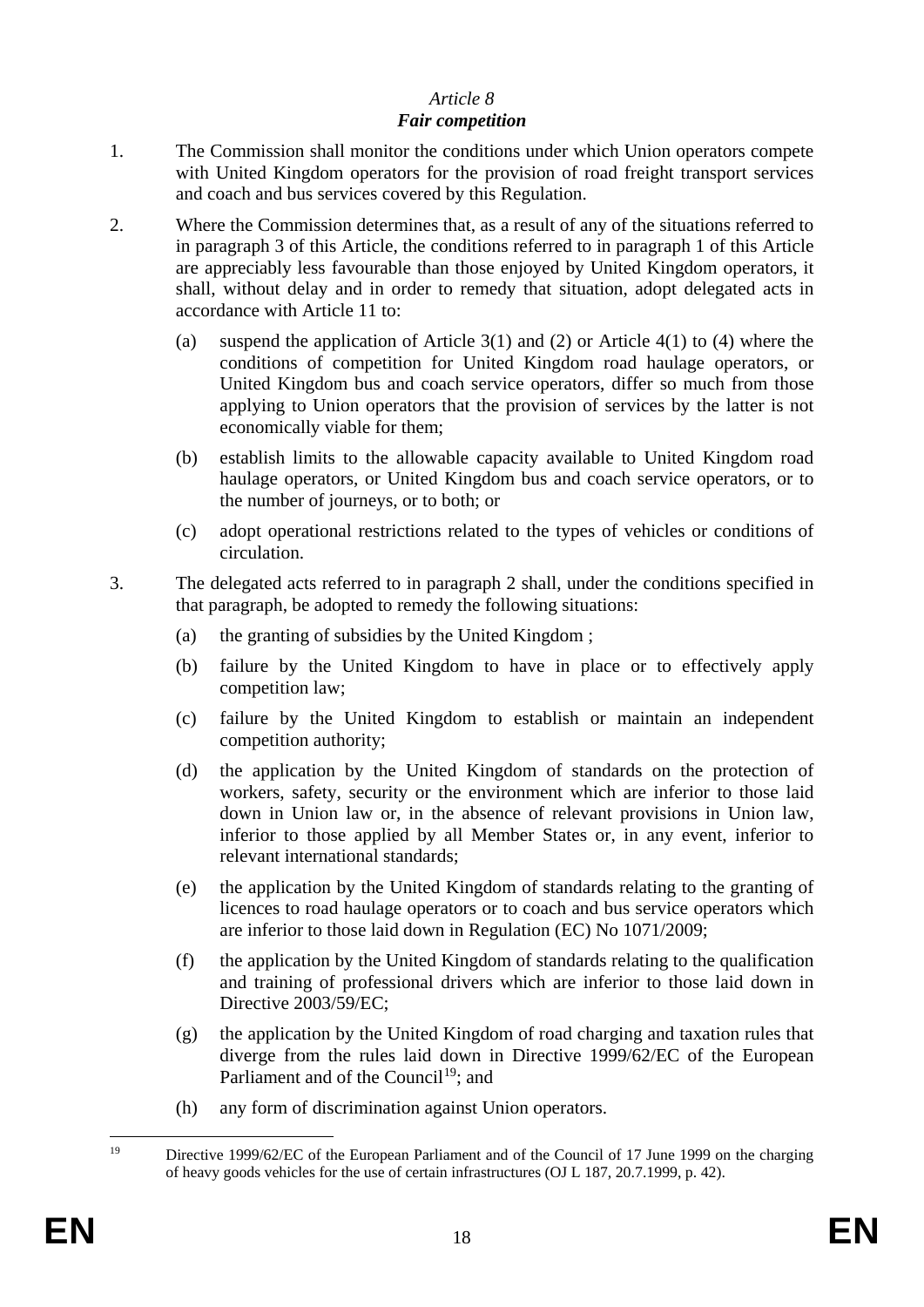*Article 8*

***Fair competition***

1. The Commission shall monitor the conditions under which Union operators compete with United Kingdom operators for the provision of road freight transport services and coach and bus services covered by this Regulation.

2. Where the Commission determines that, as a result of any of the situations referred to in paragraph 3 of this Article, the conditions referred to in paragraph 1 of this Article are appreciably less favourable than those enjoyed by United Kingdom operators, it shall, without delay and in order to remedy that situation, adopt delegated acts in accordance with Article 11 to:

   (a) suspend the application of Article 3(1) and (2) or Article 4(1) to (4) where the conditions of competition for United Kingdom road haulage operators, or United Kingdom bus and coach service operators, differ so much from those applying to Union operators that the provision of services by the latter is not economically viable for them;

   (b) establish limits to the allowable capacity available to United Kingdom road haulage operators, or United Kingdom bus and coach service operators, or to the number of journeys, or to both; or

   (c) adopt operational restrictions related to the types of vehicles or conditions of circulation.

3. The delegated acts referred to in paragraph 2 shall, under the conditions specified in that paragraph, be adopted to remedy the following situations:

   (a) the granting of subsidies by the United Kingdom ;

   (b) failure by the United Kingdom to have in place or to effectively apply competition law;

   (c) failure by the United Kingdom to establish or maintain an independent competition authority;

   (d) the application by the United Kingdom of standards on the protection of workers, safety, security or the environment which are inferior to those laid down in Union law or, in the absence of relevant provisions in Union law, inferior to those applied by all Member States or, in any event, inferior to relevant international standards;

   (e) the application by the United Kingdom of standards relating to the granting of licences to road haulage operators or to coach and bus service operators which are inferior to those laid down in Regulation (EC) No 1071/2009;

   (f) the application by the United Kingdom of standards relating to the qualification and training of professional drivers which are inferior to those laid down in Directive 2003/59/EC;

   (g) the application by the United Kingdom of road charging and taxation rules that diverge from the rules laid down in Directive 1999/62/EC of the European Parliament and of the Council[19]; and

   (h) any form of discrimination against Union operators.

---

[19] Directive 1999/62/EC of the European Parliament and of the Council of 17 June 1999 on the charging of heavy goods vehicles for the use of certain infrastructures (OJ L 187, 20.7.1999, p. 42).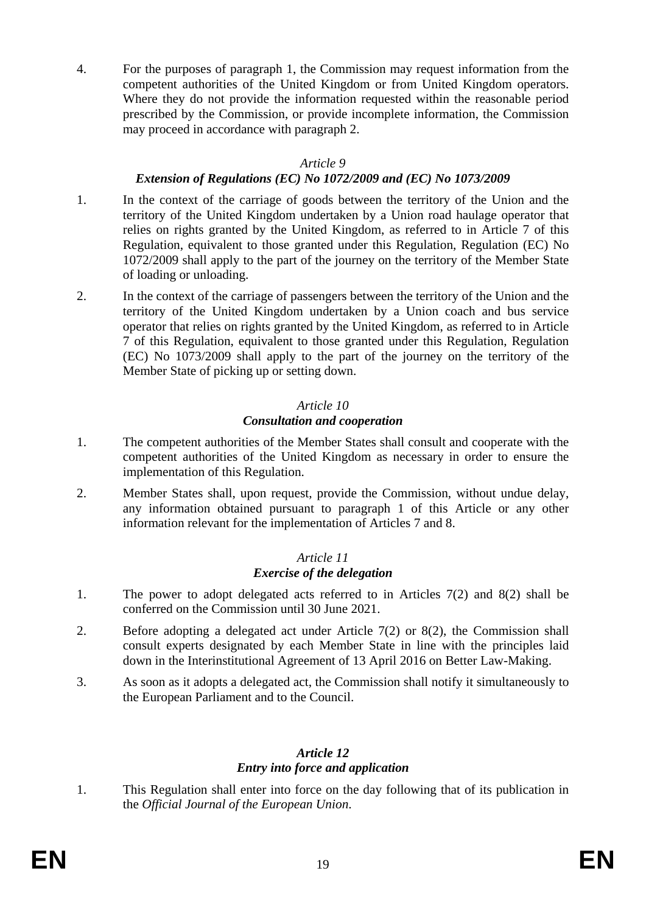4. For the purposes of paragraph 1, the Commission may request information from the competent authorities of the United Kingdom or from United Kingdom operators. Where they do not provide the information requested within the reasonable period prescribed by the Commission, or provide incomplete information, the Commission may proceed in accordance with paragraph 2.

*Article 9*

***Extension of Regulations (EC) No 1072/2009 and (EC) No 1073/2009***

1. In the context of the carriage of goods between the territory of the Union and the territory of the United Kingdom undertaken by a Union road haulage operator that relies on rights granted by the United Kingdom, as referred to in Article 7 of this Regulation, equivalent to those granted under this Regulation, Regulation (EC) No 1072/2009 shall apply to the part of the journey on the territory of the Member State of loading or unloading.

2. In the context of the carriage of passengers between the territory of the Union and the territory of the United Kingdom undertaken by a Union coach and bus service operator that relies on rights granted by the United Kingdom, as referred to in Article 7 of this Regulation, equivalent to those granted under this Regulation, Regulation (EC) No 1073/2009 shall apply to the part of the journey on the territory of the Member State of picking up or setting down.

*Article 10*

***Consultation and cooperation***

1. The competent authorities of the Member States shall consult and cooperate with the competent authorities of the United Kingdom as necessary in order to ensure the implementation of this Regulation.

2. Member States shall, upon request, provide the Commission, without undue delay, any information obtained pursuant to paragraph 1 of this Article or any other information relevant for the implementation of Articles 7 and 8.

*Article 11*

***Exercise of the delegation***

1. The power to adopt delegated acts referred to in Articles 7(2) and 8(2) shall be conferred on the Commission until 30 June 2021.

2. Before adopting a delegated act under Article 7(2) or 8(2), the Commission shall consult experts designated by each Member State in line with the principles laid down in the Interinstitutional Agreement of 13 April 2016 on Better Law-Making.

3. As soon as it adopts a delegated act, the Commission shall notify it simultaneously to the European Parliament and to the Council.

*Article 12*

***Entry into force and application***

1. This Regulation shall enter into force on the day following that of its publication in the *Official Journal of the European Union*.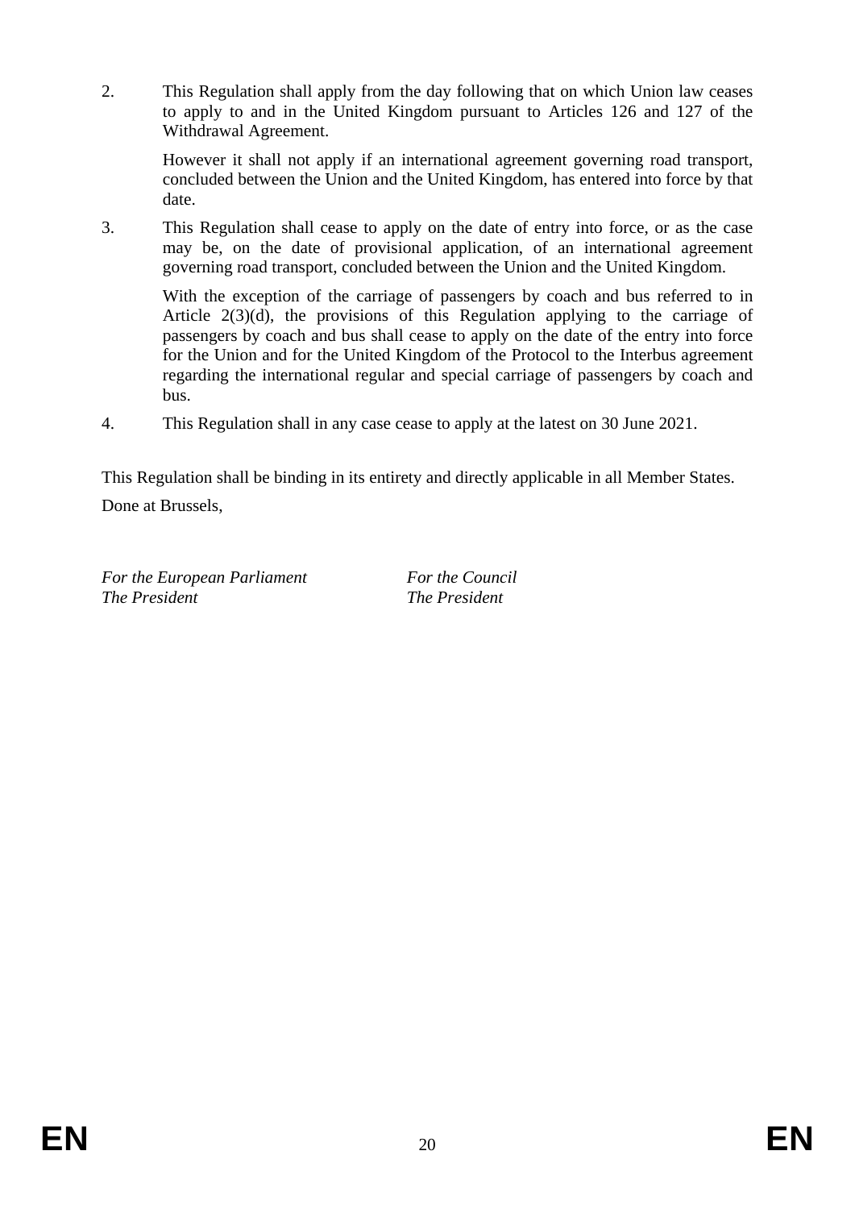2. This Regulation shall apply from the day following that on which Union law ceases to apply to and in the United Kingdom pursuant to Articles 126 and 127 of the Withdrawal Agreement.

   However it shall not apply if an international agreement governing road transport, concluded between the Union and the United Kingdom, has entered into force by that date.

3. This Regulation shall cease to apply on the date of entry into force, or as the case may be, on the date of provisional application, of an international agreement governing road transport, concluded between the Union and the United Kingdom.

   With the exception of the carriage of passengers by coach and bus referred to in Article 2(3)(d), the provisions of this Regulation applying to the carriage of passengers by coach and bus shall cease to apply on the date of the entry into force for the Union and for the United Kingdom of the Protocol to the Interbus agreement regarding the international regular and special carriage of passengers by coach and bus.

4. This Regulation shall in any case cease to apply at the latest on 30 June 2021.

This Regulation shall be binding in its entirety and directly applicable in all Member States.

Done at Brussels,

*For the European Parliament*
*The President*

*For the Council*
*The President*